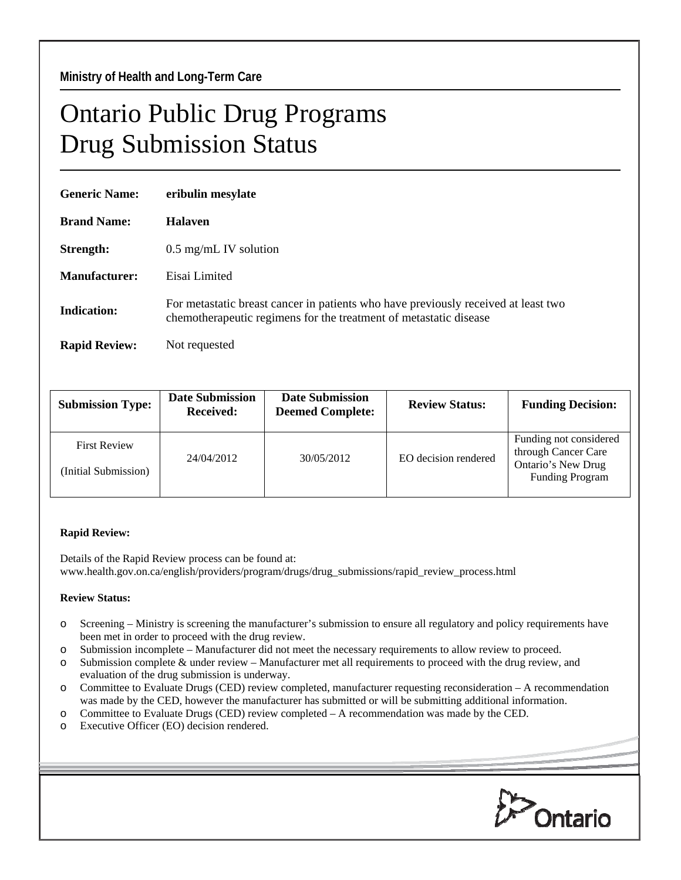**Ministry of Health and Long-Term Care**

# Ontario Public Drug Programs
# Drug Submission Status

**Generic Name:** **eribulin mesylate**

**Brand Name:** **Halaven**

**Strength:** 0.5 mg/mL IV solution

**Manufacturer:** Eisai Limited

**Indication:** For metastatic breast cancer in patients who have previously received at least two chemotherapeutic regimens for the treatment of metastatic disease

**Rapid Review:** Not requested

| Submission Type: | Date Submission Received: | Date Submission Deemed Complete: | Review Status: | Funding Decision: |
|---|---|---|---|---|
| First Review (Initial Submission) | 24/04/2012 | 30/05/2012 | EO decision rendered | Funding not considered through Cancer Care Ontario's New Drug Funding Program |

**Rapid Review:**

Details of the Rapid Review process can be found at: www.health.gov.on.ca/english/providers/program/drugs/drug_submissions/rapid_review_process.html

**Review Status:**

- Screening – Ministry is screening the manufacturer's submission to ensure all regulatory and policy requirements have been met in order to proceed with the drug review.
- Submission incomplete – Manufacturer did not meet the necessary requirements to allow review to proceed.
- Submission complete & under review – Manufacturer met all requirements to proceed with the drug review, and evaluation of the drug submission is underway.
- Committee to Evaluate Drugs (CED) review completed, manufacturer requesting reconsideration – A recommendation was made by the CED, however the manufacturer has submitted or will be submitting additional information.
- Committee to Evaluate Drugs (CED) review completed – A recommendation was made by the CED.
- Executive Officer (EO) decision rendered.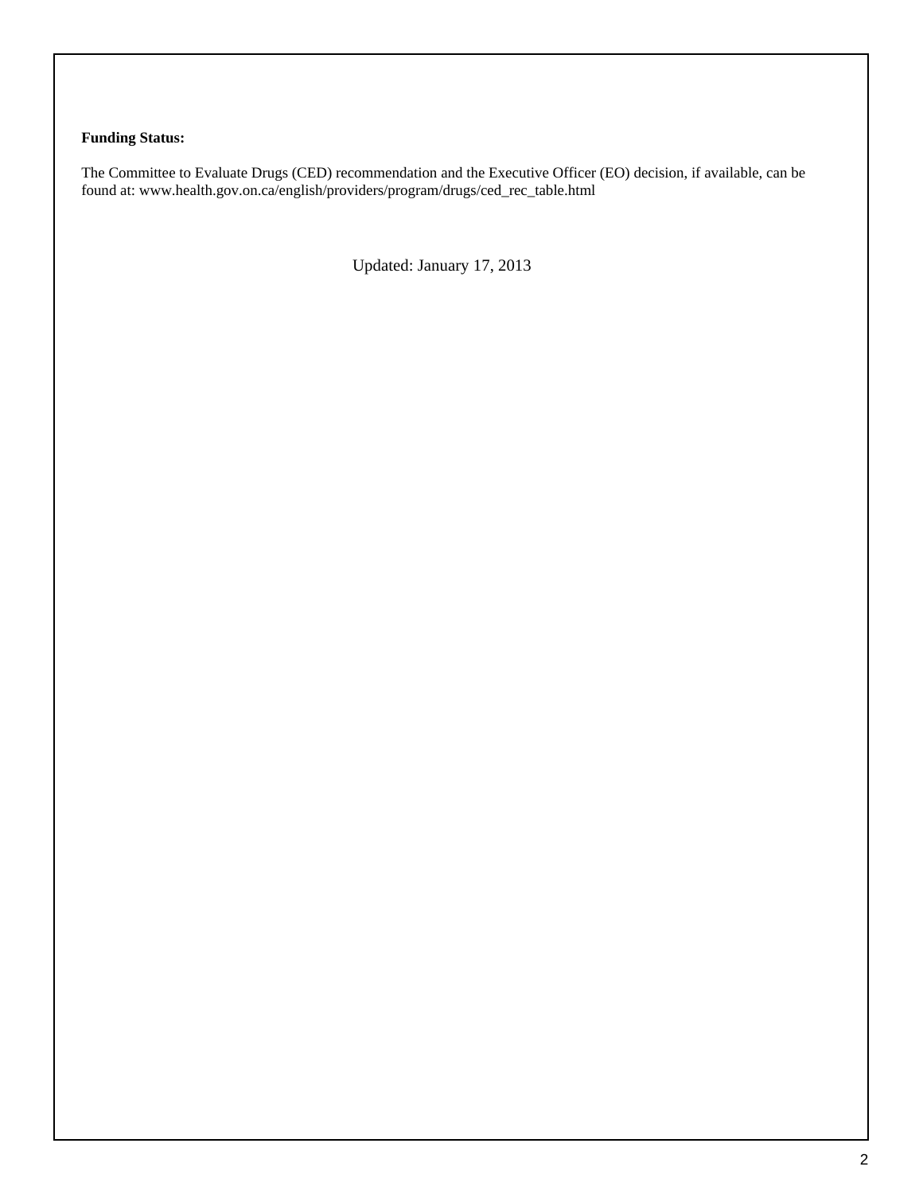**Funding Status:**

The Committee to Evaluate Drugs (CED) recommendation and the Executive Officer (EO) decision, if available, can be found at: www.health.gov.on.ca/english/providers/program/drugs/ced_rec_table.html

Updated: January 17, 2013